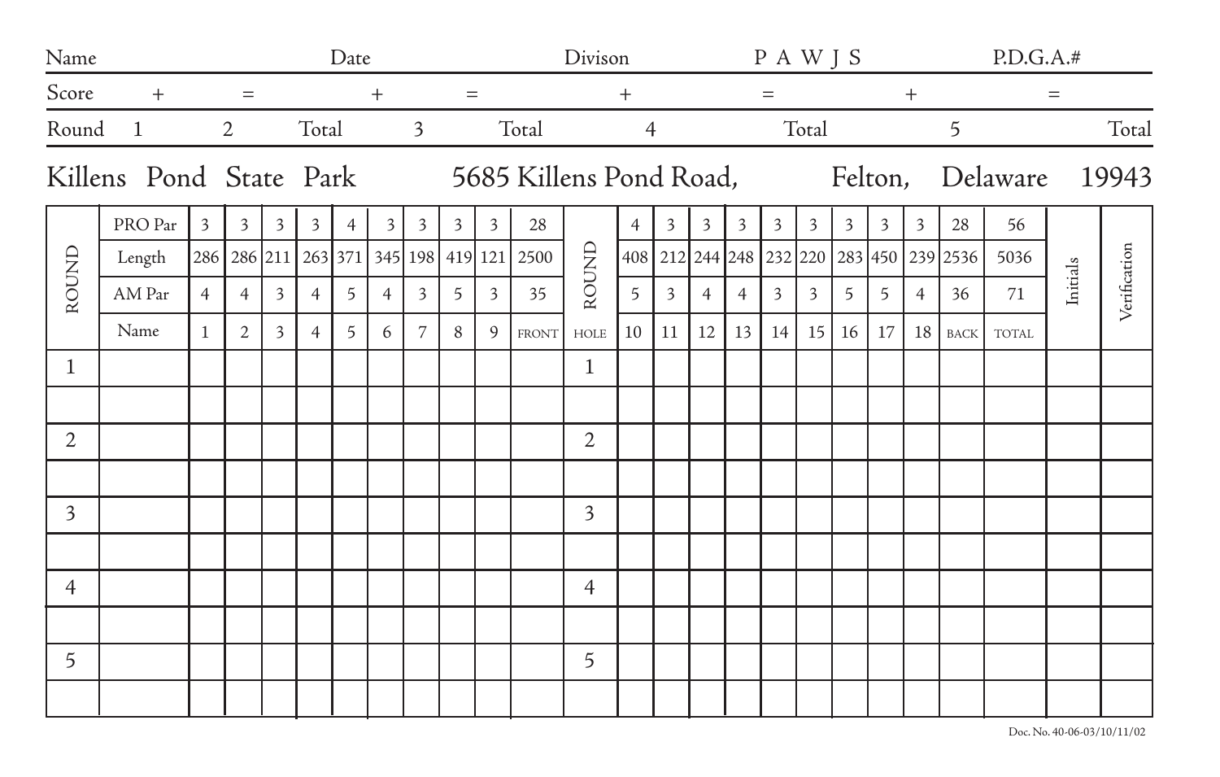| Name | | Date | | Divison | | P A W J S | | P.D.G.A.# |
|---|---|---|---|---|---|---|---|---|

| Score | + | = | + | = | + | = | + | = |
|---|---|---|---|---|---|---|---|---|
| Round | 1 | 2 | Total | 3 | Total | 4 | Total | 5 | Total |

Killens Pond State Park 5685 Killens Pond Road, Felton, Delaware 19943

| ROUND | PRO Par | 3 | 3 | 3 | 3 | 4 | 3 | 3 | 3 | 3 | 28 | ROUND | 4 | 3 | 3 | 3 | 3 | 3 | 3 | 3 | 3 | 28 | 56 | Initials | Verification |
|---|---|---|---|---|---|---|---|---|---|---|---|---|---|---|---|---|---|---|---|---|---|---|---|---|---|
| | Length | 286 | 286 | 211 | 263 | 371 | 345 | 198 | 419 | 121 | 2500 | | 408 | 212 | 244 | 248 | 232 | 220 | 283 | 450 | 239 | 2536 | 5036 | | |
| | AM Par | 4 | 4 | 3 | 4 | 5 | 4 | 3 | 5 | 3 | 35 | | 5 | 3 | 4 | 4 | 3 | 3 | 5 | 5 | 4 | 36 | 71 | | |
| | Name | 1 | 2 | 3 | 4 | 5 | 6 | 7 | 8 | 9 | FRONT | HOLE | 10 | 11 | 12 | 13 | 14 | 15 | 16 | 17 | 18 | BACK | TOTAL | | |
| 1 | | | | | | | | | | | | 1 | | | | | | | | | | | | | |
| | | | | | | | | | | | | | | | | | | | | | | | | | |
| 2 | | | | | | | | | | | | 2 | | | | | | | | | | | | | |
| | | | | | | | | | | | | | | | | | | | | | | | | | |
| 3 | | | | | | | | | | | | 3 | | | | | | | | | | | | | |
| | | | | | | | | | | | | | | | | | | | | | | | | | |
| 4 | | | | | | | | | | | | 4 | | | | | | | | | | | | | |
| | | | | | | | | | | | | | | | | | | | | | | | | | |
| 5 | | | | | | | | | | | | 5 | | | | | | | | | | | | | |
| | | | | | | | | | | | | | | | | | | | | | | | | | |

Doc. No. 40-06-03/10/11/02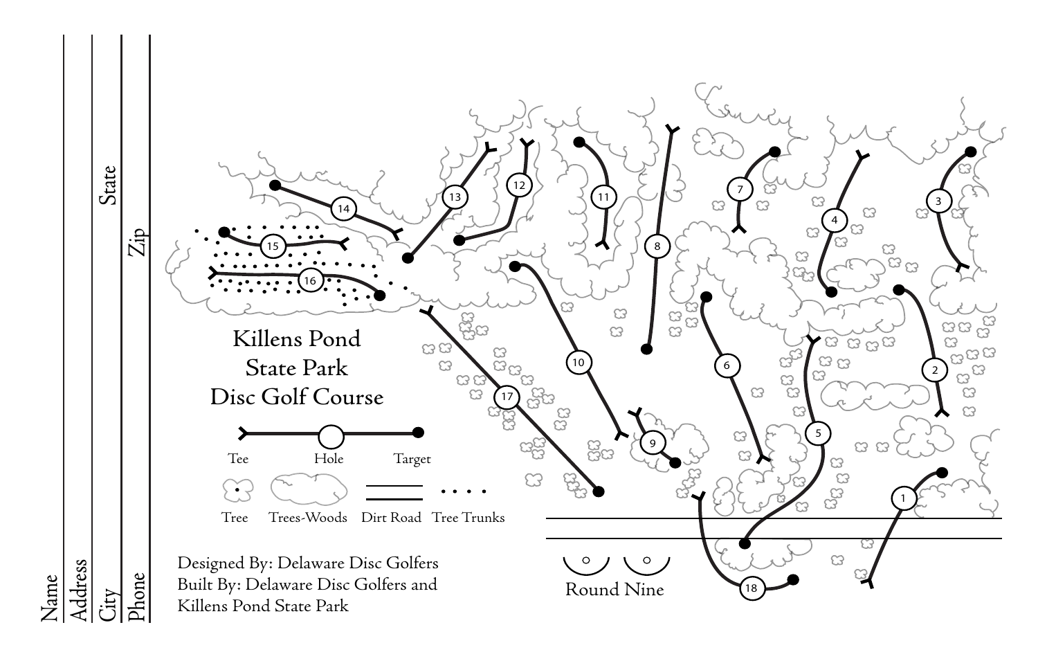Name
Address
City
State
Zip
Phone

# Killens Pond State Park Disc Golf Course

Tee
Hole
Target

Tree
Trees-Woods
Dirt Road
Tree Trunks

Designed By: Delaware Disc Golfers
Built By: Delaware Disc Golfers and Killens Pond State Park

Round Nine

1 2 3 4 5 6 7 8 9 10 11 12 13 14 15 16 17 18